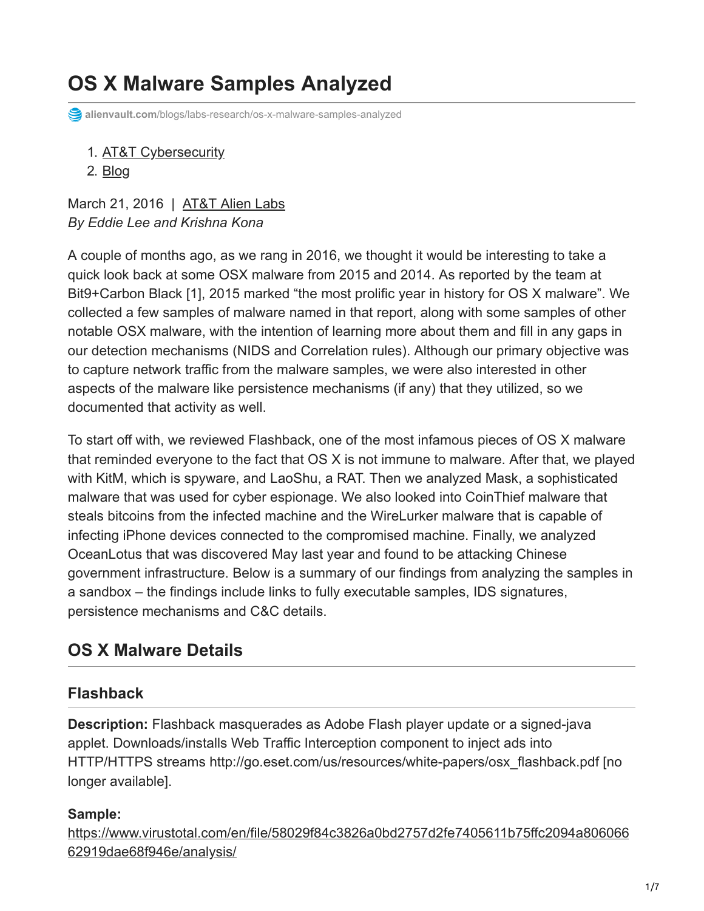# OS X Malware Samples Analyzed

alienvault.com/blogs/labs-research/os-x-malware-samples-analyzed

1. AT&T Cybersecurity
2. Blog

March 21, 2016 | AT&T Alien Labs
*By Eddie Lee and Krishna Kona*

A couple of months ago, as we rang in 2016, we thought it would be interesting to take a quick look back at some OSX malware from 2015 and 2014. As reported by the team at Bit9+Carbon Black [1], 2015 marked "the most prolific year in history for OS X malware". We collected a few samples of malware named in that report, along with some samples of other notable OSX malware, with the intention of learning more about them and fill in any gaps in our detection mechanisms (NIDS and Correlation rules). Although our primary objective was to capture network traffic from the malware samples, we were also interested in other aspects of the malware like persistence mechanisms (if any) that they utilized, so we documented that activity as well.

To start off with, we reviewed Flashback, one of the most infamous pieces of OS X malware that reminded everyone to the fact that OS X is not immune to malware. After that, we played with KitM, which is spyware, and LaoShu, a RAT. Then we analyzed Mask, a sophisticated malware that was used for cyber espionage. We also looked into CoinThief malware that steals bitcoins from the infected machine and the WireLurker malware that is capable of infecting iPhone devices connected to the compromised machine. Finally, we analyzed OceanLotus that was discovered May last year and found to be attacking Chinese government infrastructure. Below is a summary of our findings from analyzing the samples in a sandbox – the findings include links to fully executable samples, IDS signatures, persistence mechanisms and C&C details.

## OS X Malware Details

### Flashback

**Description:** Flashback masquerades as Adobe Flash player update or a signed-java applet. Downloads/installs Web Traffic Interception component to inject ads into HTTP/HTTPS streams http://go.eset.com/us/resources/white-papers/osx_flashback.pdf [no longer available].

**Sample:**
https://www.virustotal.com/en/file/58029f84c3826a0bd2757d2fe7405611b75ffc2094a80606662919dae68f946e/analysis/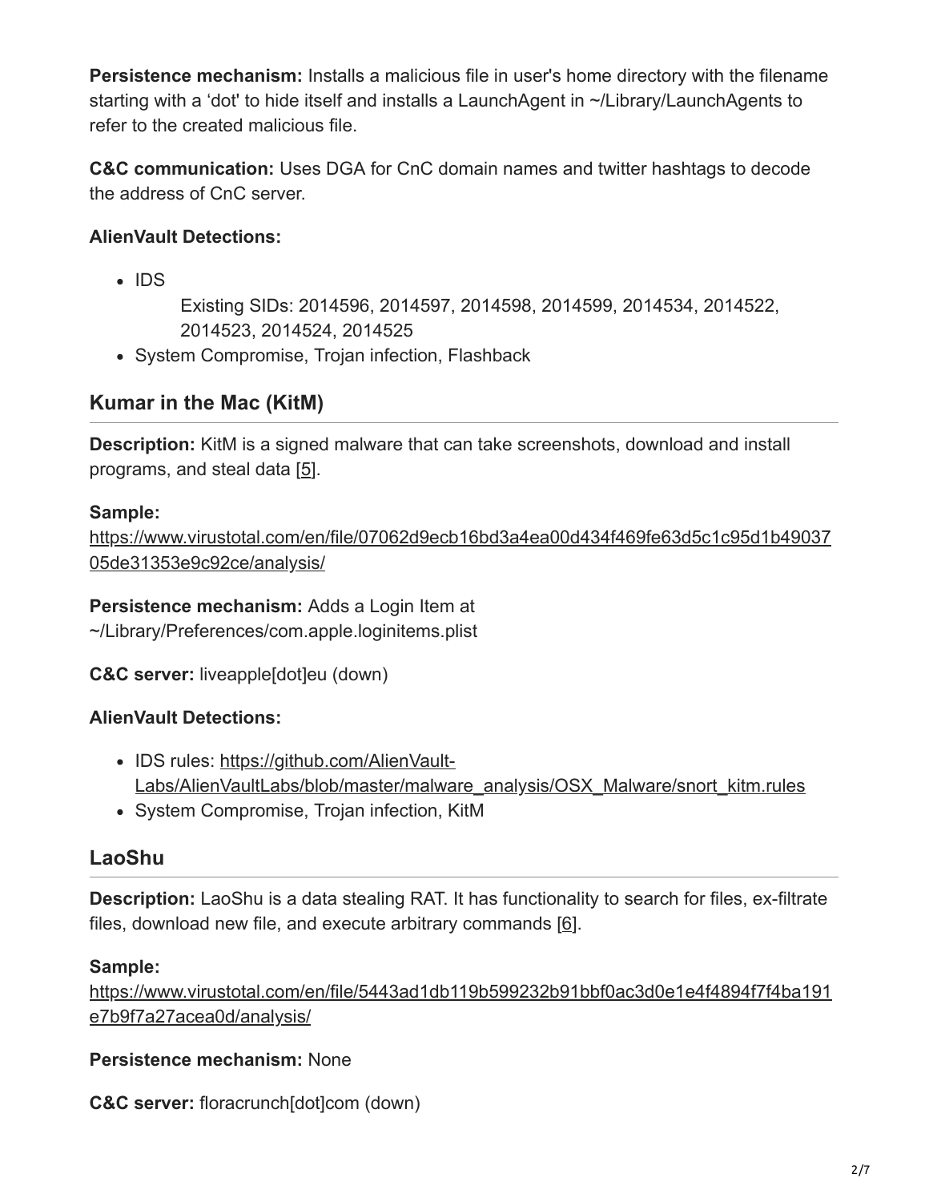**Persistence mechanism:** Installs a malicious file in user's home directory with the filename starting with a 'dot' to hide itself and installs a LaunchAgent in ~/Library/LaunchAgents to refer to the created malicious file.

**C&C communication:** Uses DGA for CnC domain names and twitter hashtags to decode the address of CnC server.

**AlienVault Detections:**

- IDS
  
  Existing SIDs: 2014596, 2014597, 2014598, 2014599, 2014534, 2014522, 2014523, 2014524, 2014525
- System Compromise, Trojan infection, Flashback

## Kumar in the Mac (KitM)

**Description:** KitM is a signed malware that can take screenshots, download and install programs, and steal data [5].

**Sample:**
https://www.virustotal.com/en/file/07062d9ecb16bd3a4ea00d434f469fe63d5c1c95d1b4903705de31353e9c92ce/analysis/

**Persistence mechanism:** Adds a Login Item at ~/Library/Preferences/com.apple.loginitems.plist

**C&C server:** liveapple[dot]eu (down)

**AlienVault Detections:**

- IDS rules: https://github.com/AlienVault-Labs/AlienVaultLabs/blob/master/malware_analysis/OSX_Malware/snort_kitm.rules
- System Compromise, Trojan infection, KitM

## LaoShu

**Description:** LaoShu is a data stealing RAT. It has functionality to search for files, ex-filtrate files, download new file, and execute arbitrary commands [6].

**Sample:**
https://www.virustotal.com/en/file/5443ad1db119b599232b91bbf0ac3d0e1e4f4894f7f4ba191e7b9f7a27acea0d/analysis/

**Persistence mechanism:** None

**C&C server:** floracrunch[dot]com (down)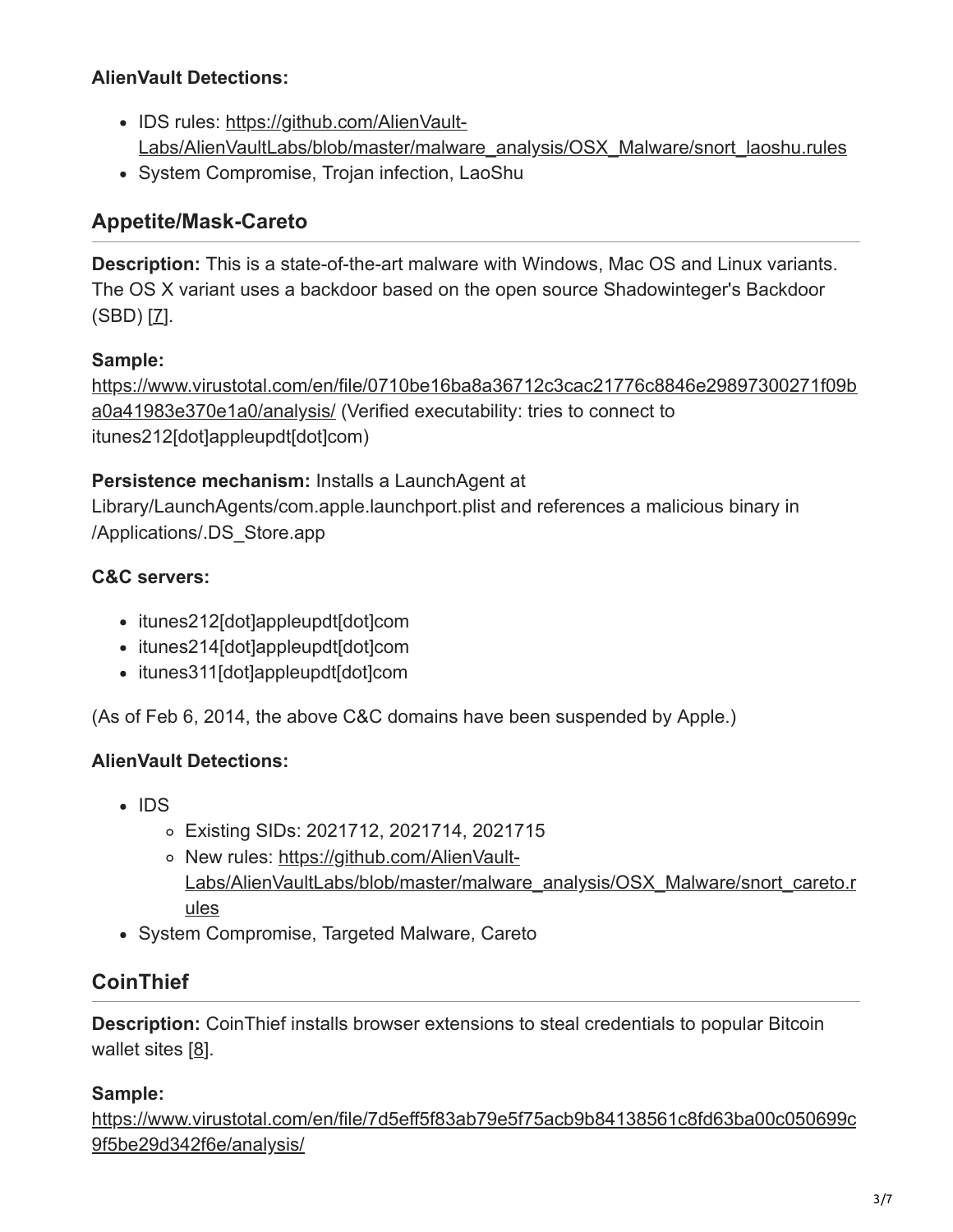**AlienVault Detections:**

- IDS rules: https://github.com/AlienVault-Labs/AlienVaultLabs/blob/master/malware_analysis/OSX_Malware/snort_laoshu.rules
- System Compromise, Trojan infection, LaoShu

## Appetite/Mask-Careto

**Description:** This is a state-of-the-art malware with Windows, Mac OS and Linux variants. The OS X variant uses a backdoor based on the open source Shadowinteger's Backdoor (SBD) [7].

**Sample:**
https://www.virustotal.com/en/file/0710be16ba8a36712c3cac21776c8846e29897300271f09ba0a41983e370e1a0/analysis/ (Verified executability: tries to connect to itunes212[dot]appleupdt[dot]com)

**Persistence mechanism:** Installs a LaunchAgent at Library/LaunchAgents/com.apple.launchport.plist and references a malicious binary in /Applications/.DS_Store.app

**C&C servers:**

- itunes212[dot]appleupdt[dot]com
- itunes214[dot]appleupdt[dot]com
- itunes311[dot]appleupdt[dot]com

(As of Feb 6, 2014, the above C&C domains have been suspended by Apple.)

**AlienVault Detections:**

- IDS
  - Existing SIDs: 2021712, 2021714, 2021715
  - New rules: https://github.com/AlienVault-Labs/AlienVaultLabs/blob/master/malware_analysis/OSX_Malware/snort_careto.rules
- System Compromise, Targeted Malware, Careto

## CoinThief

**Description:** CoinThief installs browser extensions to steal credentials to popular Bitcoin wallet sites [8].

**Sample:**
https://www.virustotal.com/en/file/7d5eff5f83ab79e5f75acb9b84138561c8fd63ba00c050699c9f5be29d342f6e/analysis/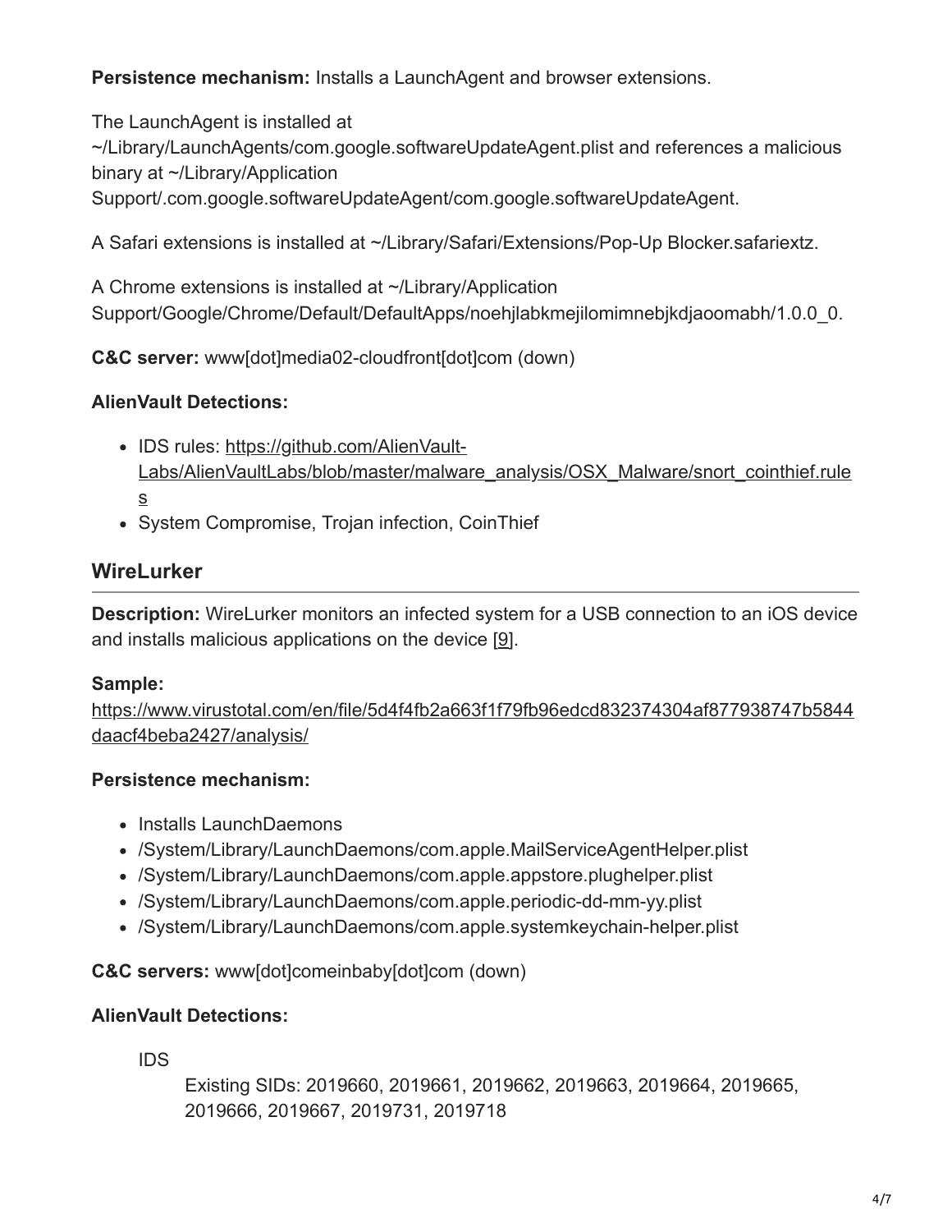**Persistence mechanism:** Installs a LaunchAgent and browser extensions.

The LaunchAgent is installed at ~/Library/LaunchAgents/com.google.softwareUpdateAgent.plist and references a malicious binary at ~/Library/Application Support/.com.google.softwareUpdateAgent/com.google.softwareUpdateAgent.

A Safari extensions is installed at ~/Library/Safari/Extensions/Pop-Up Blocker.safariextz.

A Chrome extensions is installed at ~/Library/Application Support/Google/Chrome/Default/DefaultApps/noehjlabkmejilomimnebjkdjaoomabh/1.0.0_0.

**C&C server:** www[dot]media02-cloudfront[dot]com (down)

**AlienVault Detections:**

- IDS rules: https://github.com/AlienVault-Labs/AlienVaultLabs/blob/master/malware_analysis/OSX_Malware/snort_cointhief.rules
- System Compromise, Trojan infection, CoinThief

## WireLurker

**Description:** WireLurker monitors an infected system for a USB connection to an iOS device and installs malicious applications on the device [9].

**Sample:**
https://www.virustotal.com/en/file/5d4f4fb2a663f1f79fb96edcd832374304af877938747b5844daacf4beba2427/analysis/

**Persistence mechanism:**

- Installs LaunchDaemons
- /System/Library/LaunchDaemons/com.apple.MailServiceAgentHelper.plist
- /System/Library/LaunchDaemons/com.apple.appstore.plughelper.plist
- /System/Library/LaunchDaemons/com.apple.periodic-dd-mm-yy.plist
- /System/Library/LaunchDaemons/com.apple.systemkeychain-helper.plist

**C&C servers:** www[dot]comeinbaby[dot]com (down)

**AlienVault Detections:**

IDS

Existing SIDs: 2019660, 2019661, 2019662, 2019663, 2019664, 2019665, 2019666, 2019667, 2019731, 2019718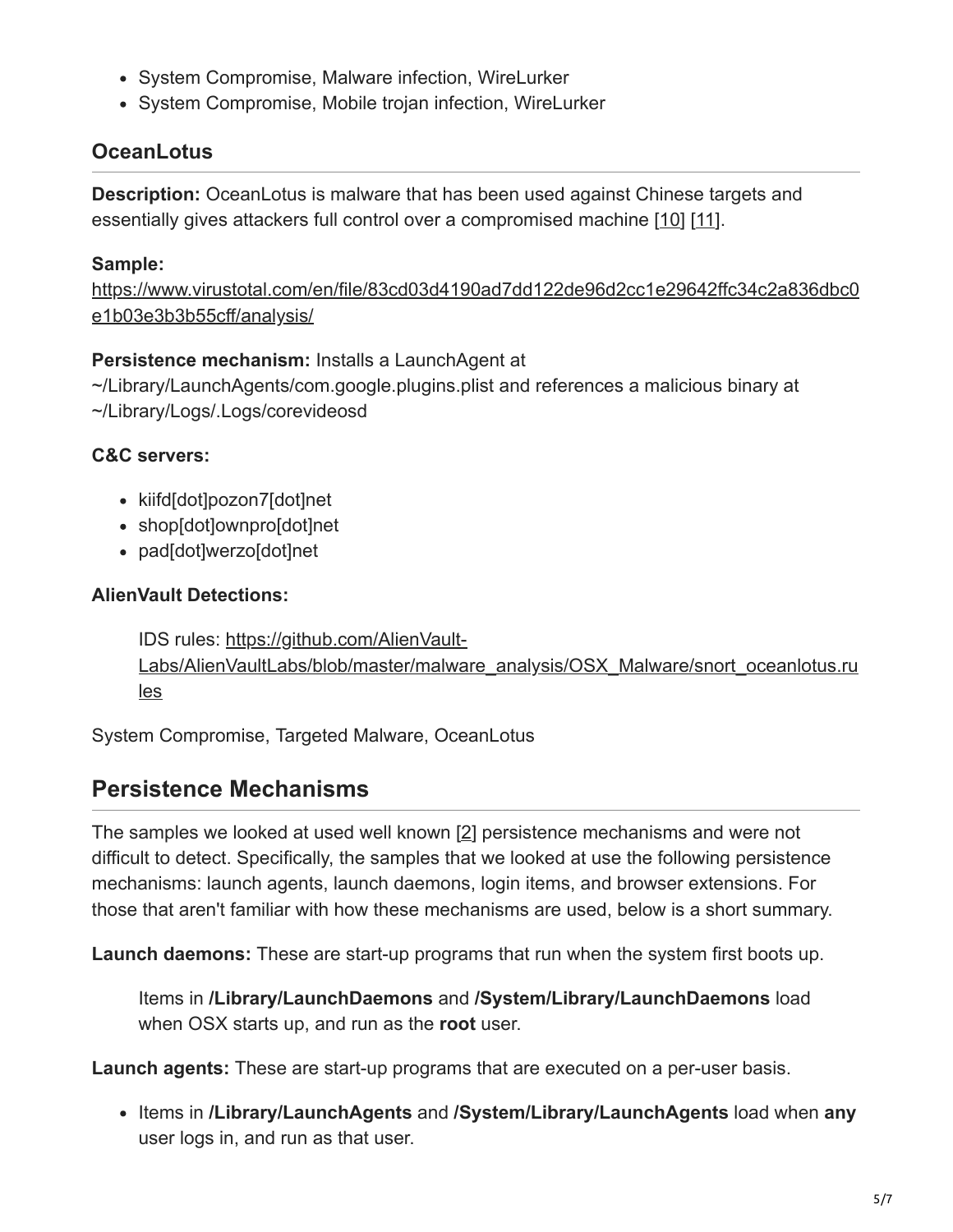- System Compromise, Malware infection, WireLurker
- System Compromise, Mobile trojan infection, WireLurker

### OceanLotus

**Description:** OceanLotus is malware that has been used against Chinese targets and essentially gives attackers full control over a compromised machine [10] [11].

**Sample:**
https://www.virustotal.com/en/file/83cd03d4190ad7dd122de96d2cc1e29642ffc34c2a836dbc0e1b03e3b3b55cff/analysis/

**Persistence mechanism:** Installs a LaunchAgent at ~/Library/LaunchAgents/com.google.plugins.plist and references a malicious binary at ~/Library/Logs/.Logs/corevideosd

**C&C servers:**

- kiifd[dot]pozon7[dot]net
- shop[dot]ownpro[dot]net
- pad[dot]werzo[dot]net

**AlienVault Detections:**

> IDS rules: https://github.com/AlienVault-Labs/AlienVaultLabs/blob/master/malware_analysis/OSX_Malware/snort_oceanlotus.rules

System Compromise, Targeted Malware, OceanLotus

## Persistence Mechanisms

The samples we looked at used well known [2] persistence mechanisms and were not difficult to detect. Specifically, the samples that we looked at use the following persistence mechanisms: launch agents, launch daemons, login items, and browser extensions. For those that aren't familiar with how these mechanisms are used, below is a short summary.

**Launch daemons:** These are start-up programs that run when the system first boots up.

> Items in **/Library/LaunchDaemons** and **/System/Library/LaunchDaemons** load when OSX starts up, and run as the **root** user.

**Launch agents:** These are start-up programs that are executed on a per-user basis.

- Items in **/Library/LaunchAgents** and **/System/Library/LaunchAgents** load when **any** user logs in, and run as that user.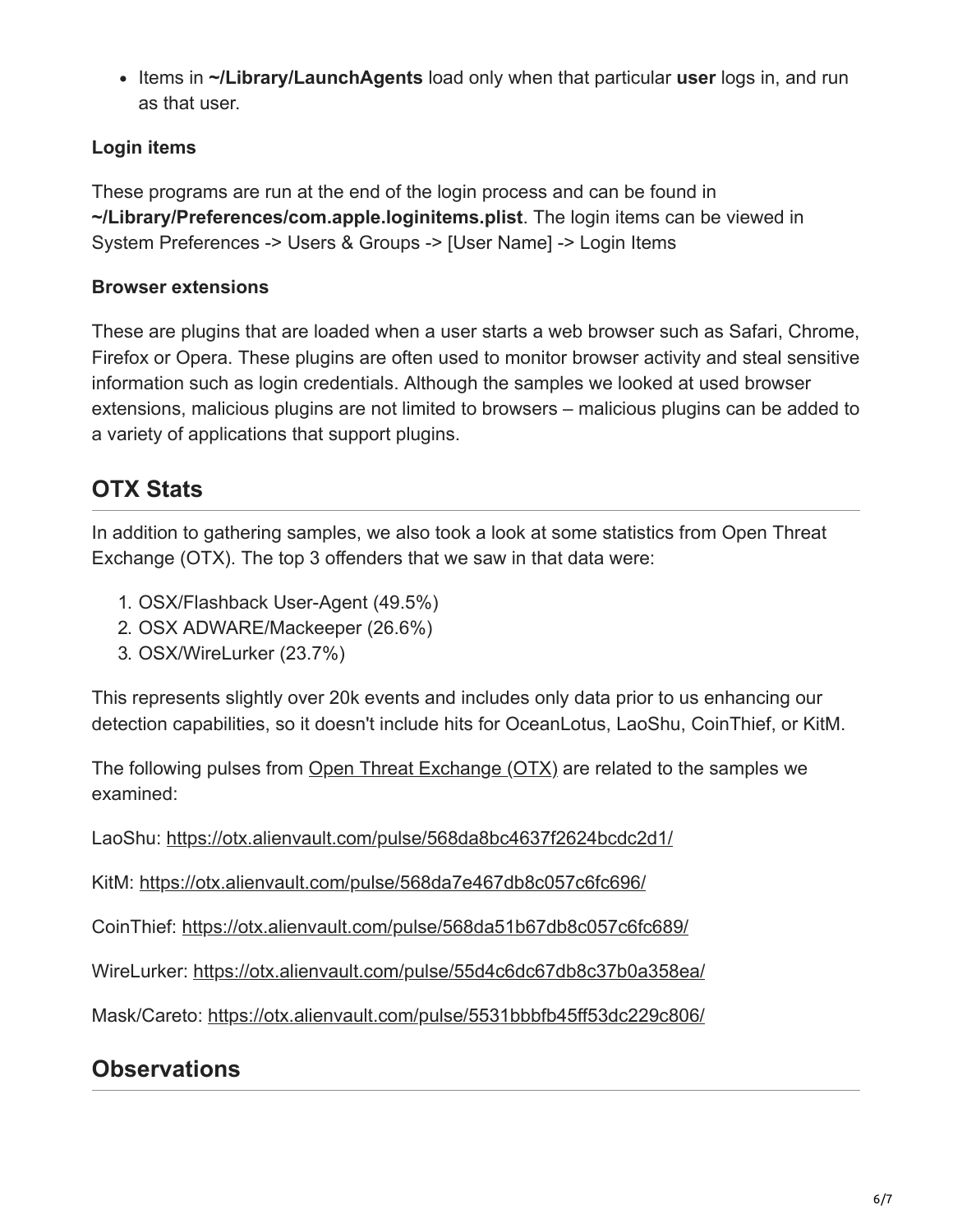- Items in **~/Library/LaunchAgents** load only when that particular **user** logs in, and run as that user.

**Login items**

These programs are run at the end of the login process and can be found in **~/Library/Preferences/com.apple.loginitems.plist**. The login items can be viewed in System Preferences -> Users & Groups -> [User Name] -> Login Items

**Browser extensions**

These are plugins that are loaded when a user starts a web browser such as Safari, Chrome, Firefox or Opera. These plugins are often used to monitor browser activity and steal sensitive information such as login credentials. Although the samples we looked at used browser extensions, malicious plugins are not limited to browsers – malicious plugins can be added to a variety of applications that support plugins.

## OTX Stats

In addition to gathering samples, we also took a look at some statistics from Open Threat Exchange (OTX). The top 3 offenders that we saw in that data were:

1. OSX/Flashback User-Agent (49.5%)
2. OSX ADWARE/Mackeeper (26.6%)
3. OSX/WireLurker (23.7%)

This represents slightly over 20k events and includes only data prior to us enhancing our detection capabilities, so it doesn't include hits for OceanLotus, LaoShu, CoinThief, or KitM.

The following pulses from Open Threat Exchange (OTX) are related to the samples we examined:

LaoShu: https://otx.alienvault.com/pulse/568da8bc4637f2624bcdc2d1/

KitM: https://otx.alienvault.com/pulse/568da7e467db8c057c6fc696/

CoinThief: https://otx.alienvault.com/pulse/568da51b67db8c057c6fc689/

WireLurker: https://otx.alienvault.com/pulse/55d4c6dc67db8c37b0a358ea/

Mask/Careto: https://otx.alienvault.com/pulse/5531bbbfb45ff53dc229c806/

## Observations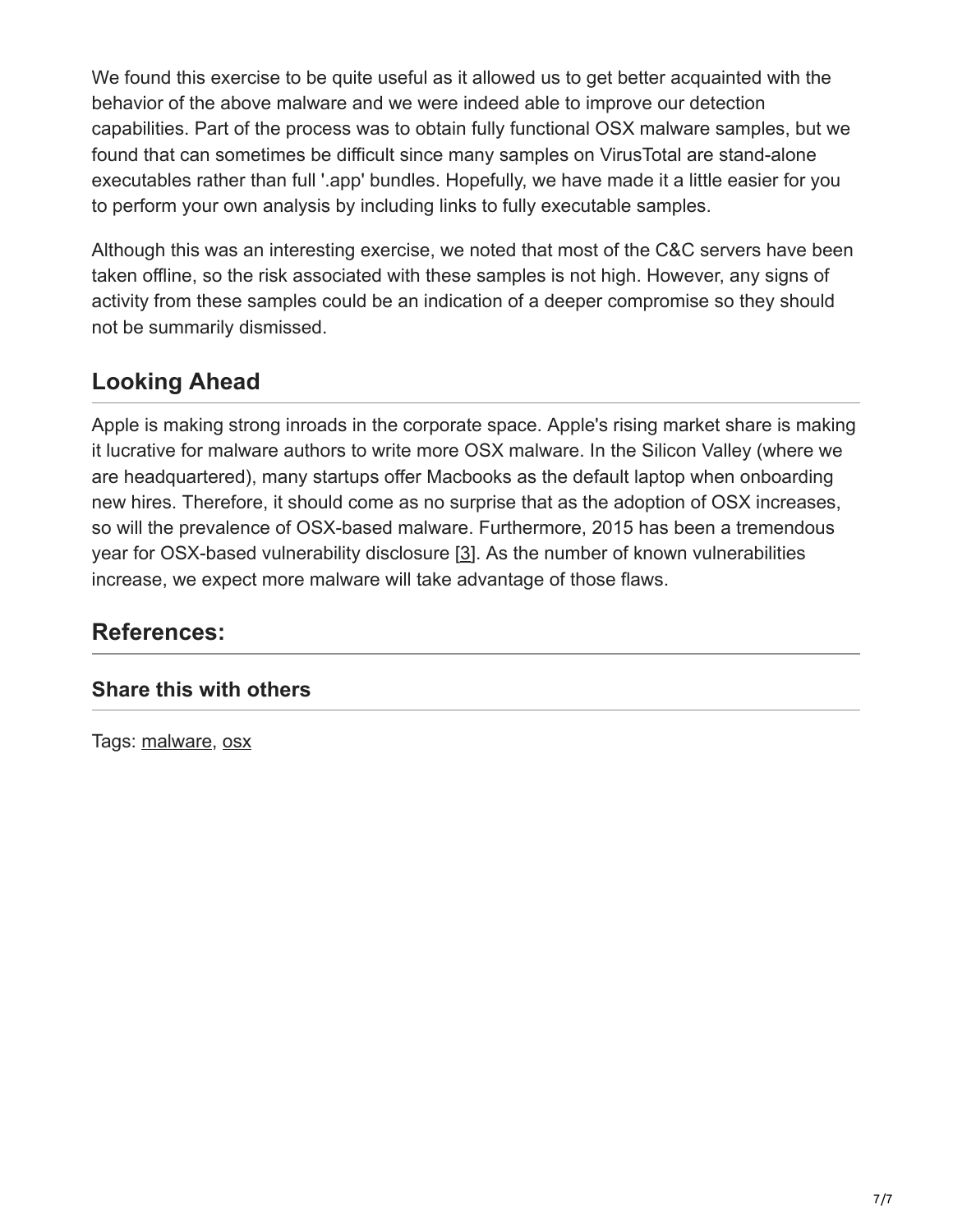We found this exercise to be quite useful as it allowed us to get better acquainted with the behavior of the above malware and we were indeed able to improve our detection capabilities. Part of the process was to obtain fully functional OSX malware samples, but we found that can sometimes be difficult since many samples on VirusTotal are stand-alone executables rather than full '.app' bundles. Hopefully, we have made it a little easier for you to perform your own analysis by including links to fully executable samples.

Although this was an interesting exercise, we noted that most of the C&C servers have been taken offline, so the risk associated with these samples is not high. However, any signs of activity from these samples could be an indication of a deeper compromise so they should not be summarily dismissed.

## Looking Ahead

Apple is making strong inroads in the corporate space. Apple's rising market share is making it lucrative for malware authors to write more OSX malware. In the Silicon Valley (where we are headquartered), many startups offer Macbooks as the default laptop when onboarding new hires. Therefore, it should come as no surprise that as the adoption of OSX increases, so will the prevalence of OSX-based malware. Furthermore, 2015 has been a tremendous year for OSX-based vulnerability disclosure [3]. As the number of known vulnerabilities increase, we expect more malware will take advantage of those flaws.

## References:

### Share this with others

Tags: malware, osx